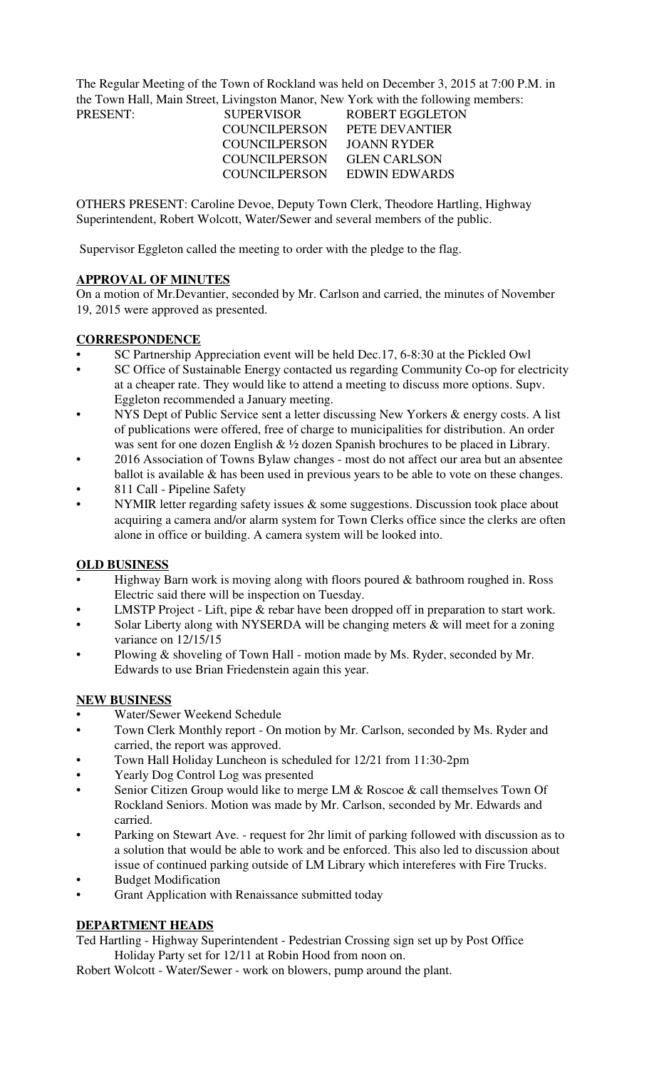The Regular Meeting of the Town of Rockland was held on December 3, 2015 at 7:00 P.M. in the Town Hall, Main Street, Livingston Manor, New York with the following members:

| PRESENT: | SUPERVISOR | ROBERT EGGLETON |
|---|---|---|
| | COUNCILPERSON | PETE DEVANTIER |
| | COUNCILPERSON | JOANN RYDER |
| | COUNCILPERSON | GLEN CARLSON |
| | COUNCILPERSON | EDWIN EDWARDS |

OTHERS PRESENT: Caroline Devoe, Deputy Town Clerk, Theodore Hartling, Highway Superintendent, Robert Wolcott, Water/Sewer and several members of the public.

Supervisor Eggleton called the meeting to order with the pledge to the flag.

**APPROVAL OF MINUTES**

On a motion of Mr.Devantier, seconded by Mr. Carlson and carried, the minutes of November 19, 2015 were approved as presented.

**CORRESPONDENCE**

- SC Partnership Appreciation event will be held Dec.17, 6-8:30 at the Pickled Owl
- SC Office of Sustainable Energy contacted us regarding Community Co-op for electricity at a cheaper rate. They would like to attend a meeting to discuss more options. Supv. Eggleton recommended a January meeting.
- NYS Dept of Public Service sent a letter discussing New Yorkers & energy costs. A list of publications were offered, free of charge to municipalities for distribution. An order was sent for one dozen English & ½ dozen Spanish brochures to be placed in Library.
- 2016 Association of Towns Bylaw changes - most do not affect our area but an absentee ballot is available & has been used in previous years to be able to vote on these changes.
- 811 Call - Pipeline Safety
- NYMIR letter regarding safety issues & some suggestions. Discussion took place about acquiring a camera and/or alarm system for Town Clerks office since the clerks are often alone in office or building. A camera system will be looked into.

**OLD BUSINESS**

- Highway Barn work is moving along with floors poured & bathroom roughed in. Ross Electric said there will be inspection on Tuesday.
- LMSTP Project - Lift, pipe & rebar have been dropped off in preparation to start work.
- Solar Liberty along with NYSERDA will be changing meters & will meet for a zoning variance on 12/15/15
- Plowing & shoveling of Town Hall - motion made by Ms. Ryder, seconded by Mr. Edwards to use Brian Friedenstein again this year.

**NEW BUSINESS**

- Water/Sewer Weekend Schedule
- Town Clerk Monthly report - On motion by Mr. Carlson, seconded by Ms. Ryder and carried, the report was approved.
- Town Hall Holiday Luncheon is scheduled for 12/21 from 11:30-2pm
- Yearly Dog Control Log was presented
- Senior Citizen Group would like to merge LM & Roscoe & call themselves Town Of Rockland Seniors. Motion was made by Mr. Carlson, seconded by Mr. Edwards and carried.
- Parking on Stewart Ave. - request for 2hr limit of parking followed with discussion as to a solution that would be able to work and be enforced. This also led to discussion about issue of continued parking outside of LM Library which intereferes with Fire Trucks.
- Budget Modification
- Grant Application with Renaissance submitted today

**DEPARTMENT HEADS**

Ted Hartling - Highway Superintendent - Pedestrian Crossing sign set up by Post Office
Holiday Party set for 12/11 at Robin Hood from noon on.

Robert Wolcott - Water/Sewer - work on blowers, pump around the plant.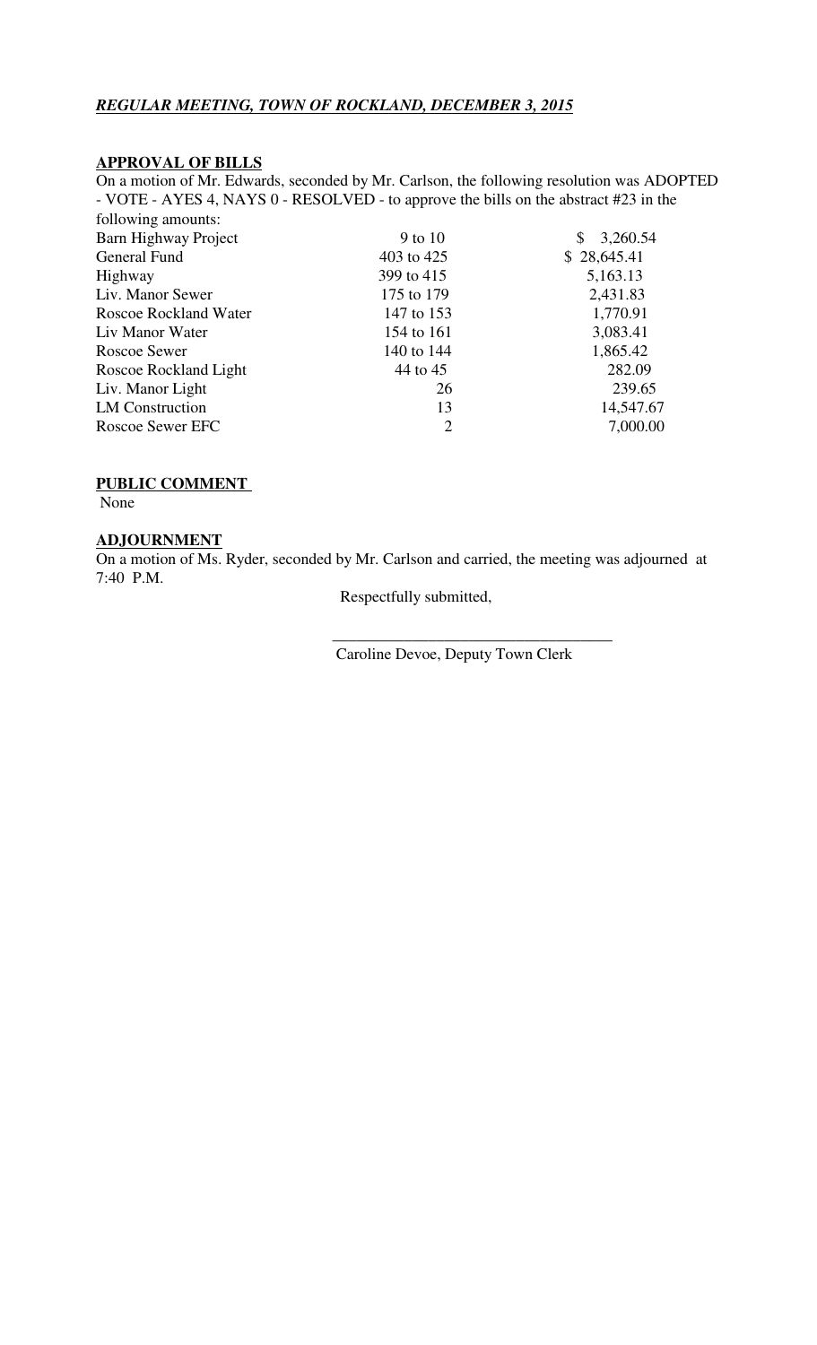***REGULAR MEETING, TOWN OF ROCKLAND, DECEMBER 3, 2015***

**APPROVAL OF BILLS**

On a motion of Mr. Edwards, seconded by Mr. Carlson, the following resolution was ADOPTED - VOTE - AYES 4, NAYS 0 - RESOLVED - to approve the bills on the abstract #23 in the following amounts:

| | | |
|---|---|---|
| Barn Highway Project | 9 to 10 | $ 3,260.54 |
| General Fund | 403 to 425 | $ 28,645.41 |
| Highway | 399 to 415 | 5,163.13 |
| Liv. Manor Sewer | 175 to 179 | 2,431.83 |
| Roscoe Rockland Water | 147 to 153 | 1,770.91 |
| Liv Manor Water | 154 to 161 | 3,083.41 |
| Roscoe Sewer | 140 to 144 | 1,865.42 |
| Roscoe Rockland Light | 44 to 45 | 282.09 |
| Liv. Manor Light | 26 | 239.65 |
| LM Construction | 13 | 14,547.67 |
| Roscoe Sewer EFC | 2 | 7,000.00 |

**PUBLIC COMMENT**

None

**ADJOURNMENT**

On a motion of Ms. Ryder, seconded by Mr. Carlson and carried, the meeting was adjourned at 7:40 P.M.

Respectfully submitted,

\_\_\_\_\_\_\_\_\_\_\_\_\_\_\_\_\_\_\_\_\_\_\_\_\_\_\_\_\_\_\_\_\_\_\_

Caroline Devoe, Deputy Town Clerk